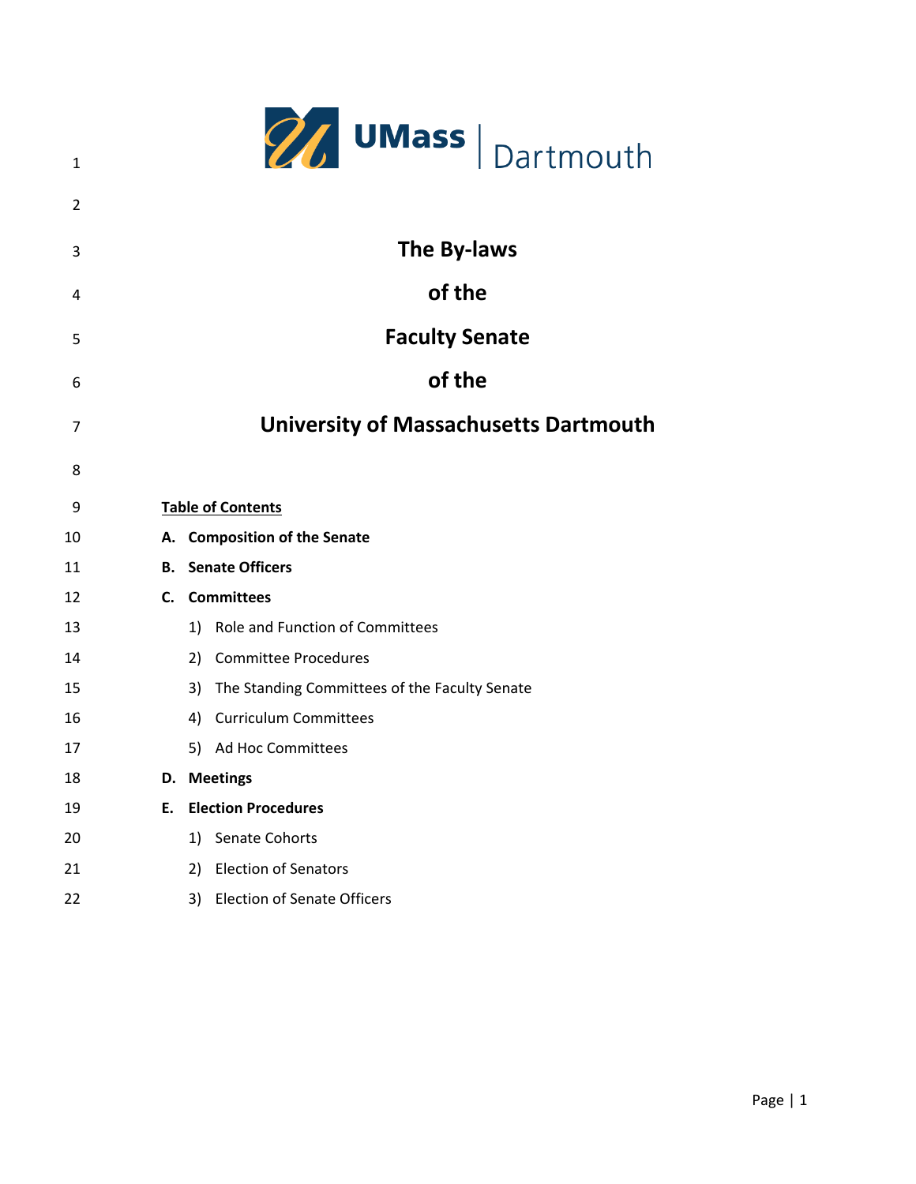UMass | Dartmouth

# The By-laws of the Faculty Senate of the University of Massachusetts Dartmouth

**Table of Contents**

**A. Composition of the Senate**

**B. Senate Officers**

**C. Committees**

1) Role and Function of Committees
2) Committee Procedures
3) The Standing Committees of the Faculty Senate
4) Curriculum Committees
5) Ad Hoc Committees

**D. Meetings**

**E. Election Procedures**

1) Senate Cohorts
2) Election of Senators
3) Election of Senate Officers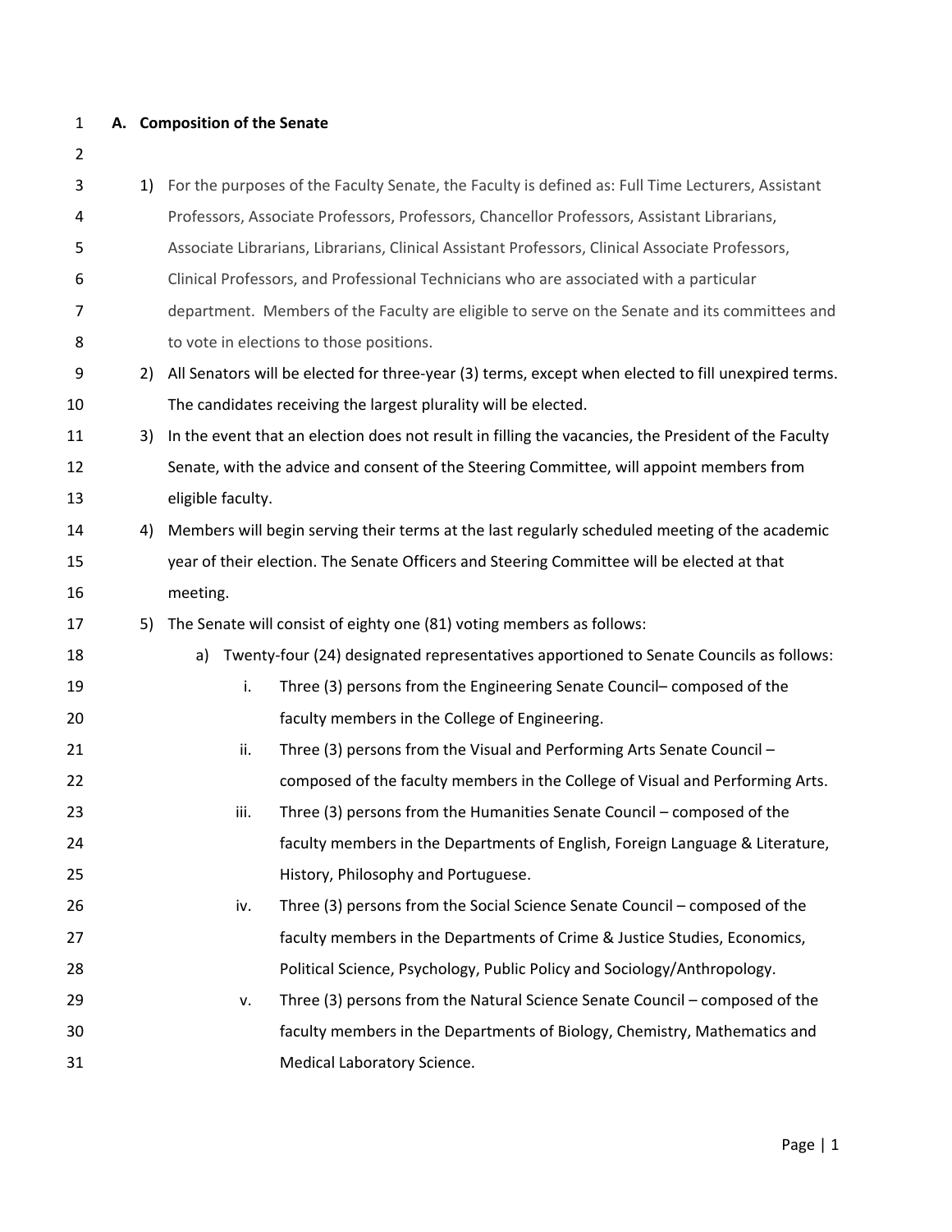## A. Composition of the Senate

1) For the purposes of the Faculty Senate, the Faculty is defined as: Full Time Lecturers, Assistant Professors, Associate Professors, Professors, Chancellor Professors, Assistant Librarians, Associate Librarians, Librarians, Clinical Assistant Professors, Clinical Associate Professors, Clinical Professors, and Professional Technicians who are associated with a particular department. Members of the Faculty are eligible to serve on the Senate and its committees and to vote in elections to those positions.
2) All Senators will be elected for three-year (3) terms, except when elected to fill unexpired terms. The candidates receiving the largest plurality will be elected.
3) In the event that an election does not result in filling the vacancies, the President of the Faculty Senate, with the advice and consent of the Steering Committee, will appoint members from eligible faculty.
4) Members will begin serving their terms at the last regularly scheduled meeting of the academic year of their election. The Senate Officers and Steering Committee will be elected at that meeting.
5) The Senate will consist of eighty one (81) voting members as follows:
   a) Twenty-four (24) designated representatives apportioned to Senate Councils as follows:
      i. Three (3) persons from the Engineering Senate Council– composed of the faculty members in the College of Engineering.
      ii. Three (3) persons from the Visual and Performing Arts Senate Council – composed of the faculty members in the College of Visual and Performing Arts.
      iii. Three (3) persons from the Humanities Senate Council – composed of the faculty members in the Departments of English, Foreign Language & Literature, History, Philosophy and Portuguese.
      iv. Three (3) persons from the Social Science Senate Council – composed of the faculty members in the Departments of Crime & Justice Studies, Economics, Political Science, Psychology, Public Policy and Sociology/Anthropology.
      v. Three (3) persons from the Natural Science Senate Council – composed of the faculty members in the Departments of Biology, Chemistry, Mathematics and Medical Laboratory Science.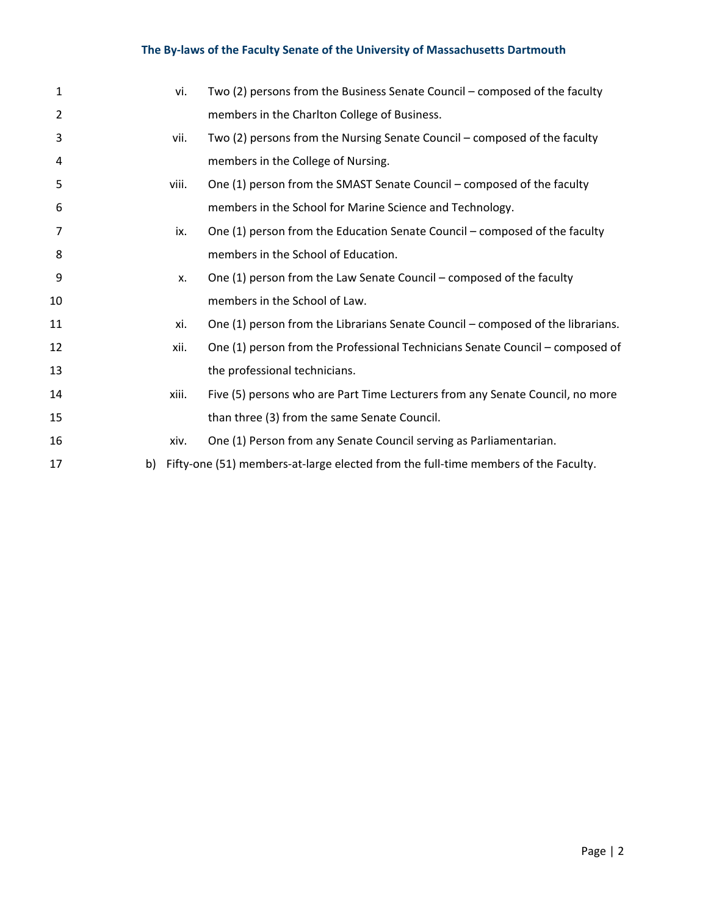vi. Two (2) persons from the Business Senate Council – composed of the faculty members in the Charlton College of Business.

vii. Two (2) persons from the Nursing Senate Council – composed of the faculty members in the College of Nursing.

viii. One (1) person from the SMAST Senate Council – composed of the faculty members in the School for Marine Science and Technology.

ix. One (1) person from the Education Senate Council – composed of the faculty members in the School of Education.

x. One (1) person from the Law Senate Council – composed of the faculty members in the School of Law.

xi. One (1) person from the Librarians Senate Council – composed of the librarians.

xii. One (1) person from the Professional Technicians Senate Council – composed of the professional technicians.

xiii. Five (5) persons who are Part Time Lecturers from any Senate Council, no more than three (3) from the same Senate Council.

xiv. One (1) Person from any Senate Council serving as Parliamentarian.

b) Fifty-one (51) members-at-large elected from the full-time members of the Faculty.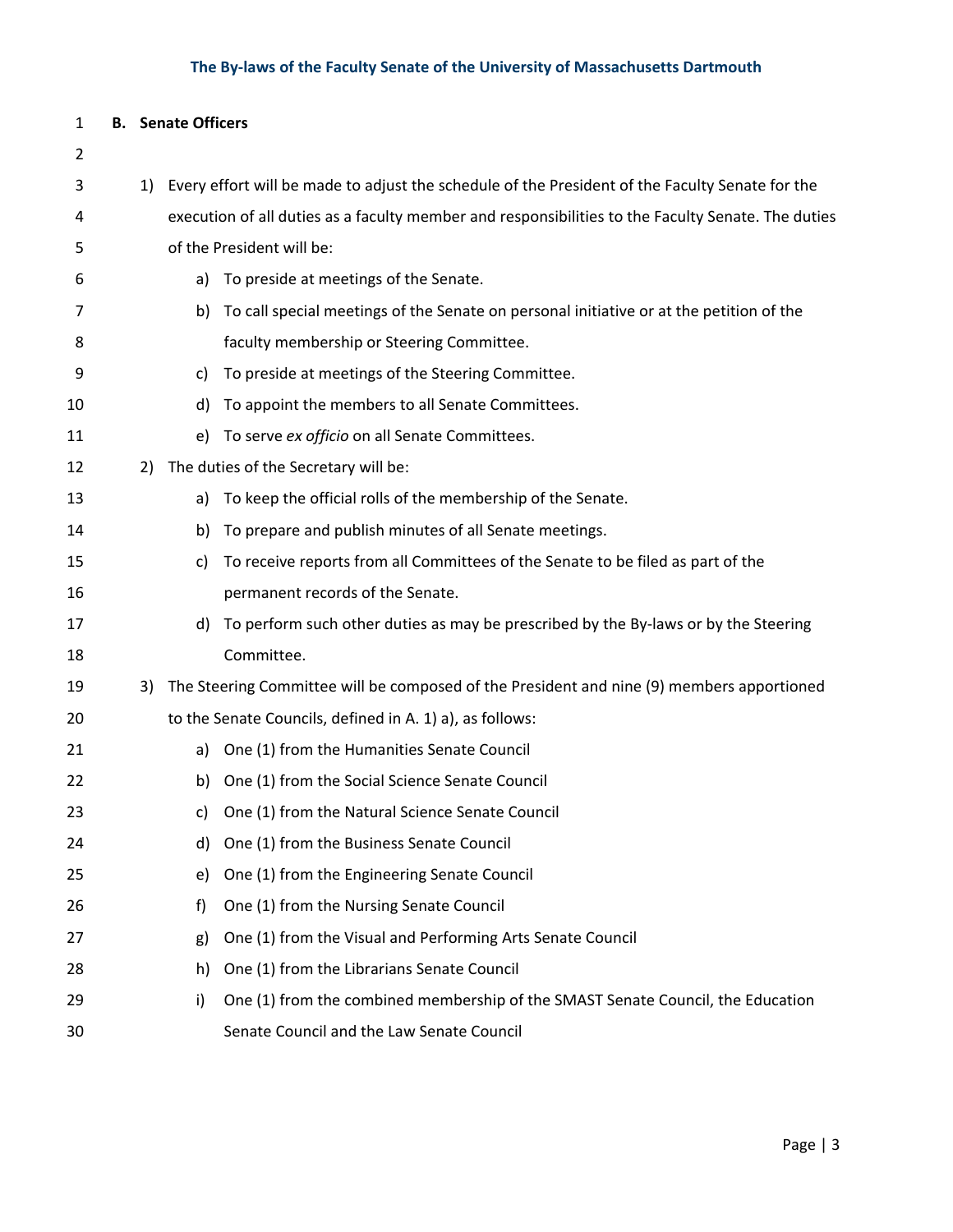## B. Senate Officers

1) Every effort will be made to adjust the schedule of the President of the Faculty Senate for the execution of all duties as a faculty member and responsibilities to the Faculty Senate. The duties of the President will be:
   a) To preside at meetings of the Senate.
   b) To call special meetings of the Senate on personal initiative or at the petition of the faculty membership or Steering Committee.
   c) To preside at meetings of the Steering Committee.
   d) To appoint the members to all Senate Committees.
   e) To serve *ex officio* on all Senate Committees.
2) The duties of the Secretary will be:
   a) To keep the official rolls of the membership of the Senate.
   b) To prepare and publish minutes of all Senate meetings.
   c) To receive reports from all Committees of the Senate to be filed as part of the permanent records of the Senate.
   d) To perform such other duties as may be prescribed by the By-laws or by the Steering Committee.
3) The Steering Committee will be composed of the President and nine (9) members apportioned to the Senate Councils, defined in A. 1) a), as follows:
   a) One (1) from the Humanities Senate Council
   b) One (1) from the Social Science Senate Council
   c) One (1) from the Natural Science Senate Council
   d) One (1) from the Business Senate Council
   e) One (1) from the Engineering Senate Council
   f) One (1) from the Nursing Senate Council
   g) One (1) from the Visual and Performing Arts Senate Council
   h) One (1) from the Librarians Senate Council
   i) One (1) from the combined membership of the SMAST Senate Council, the Education Senate Council and the Law Senate Council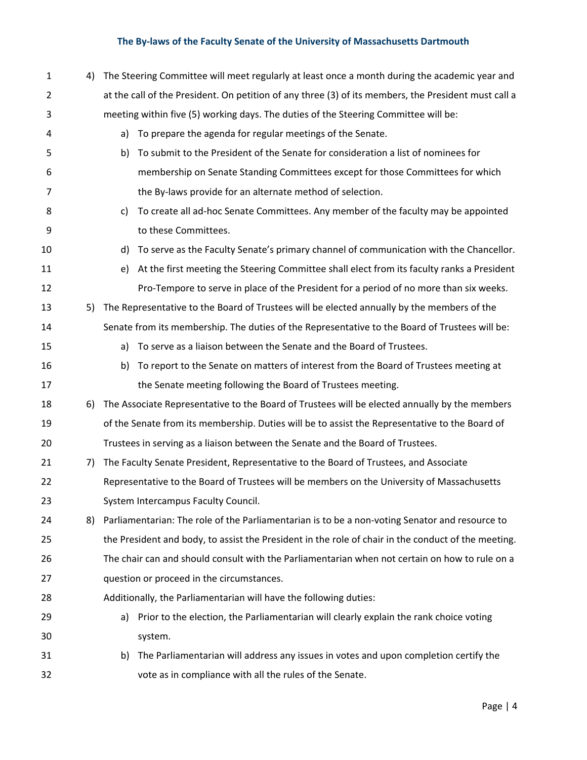4) The Steering Committee will meet regularly at least once a month during the academic year and at the call of the President. On petition of any three (3) of its members, the President must call a meeting within five (5) working days. The duties of the Steering Committee will be:
    a) To prepare the agenda for regular meetings of the Senate.
    b) To submit to the President of the Senate for consideration a list of nominees for membership on Senate Standing Committees except for those Committees for which the By-laws provide for an alternate method of selection.
    c) To create all ad-hoc Senate Committees. Any member of the faculty may be appointed to these Committees.
    d) To serve as the Faculty Senate's primary channel of communication with the Chancellor.
    e) At the first meeting the Steering Committee shall elect from its faculty ranks a President Pro-Tempore to serve in place of the President for a period of no more than six weeks.
5) The Representative to the Board of Trustees will be elected annually by the members of the Senate from its membership. The duties of the Representative to the Board of Trustees will be:
    a) To serve as a liaison between the Senate and the Board of Trustees.
    b) To report to the Senate on matters of interest from the Board of Trustees meeting at the Senate meeting following the Board of Trustees meeting.
6) The Associate Representative to the Board of Trustees will be elected annually by the members of the Senate from its membership. Duties will be to assist the Representative to the Board of Trustees in serving as a liaison between the Senate and the Board of Trustees.
7) The Faculty Senate President, Representative to the Board of Trustees, and Associate Representative to the Board of Trustees will be members on the University of Massachusetts System Intercampus Faculty Council.
8) Parliamentarian: The role of the Parliamentarian is to be a non-voting Senator and resource to the President and body, to assist the President in the role of chair in the conduct of the meeting. The chair can and should consult with the Parliamentarian when not certain on how to rule on a question or proceed in the circumstances.

   Additionally, the Parliamentarian will have the following duties:
    a) Prior to the election, the Parliamentarian will clearly explain the rank choice voting system.
    b) The Parliamentarian will address any issues in votes and upon completion certify the vote as in compliance with all the rules of the Senate.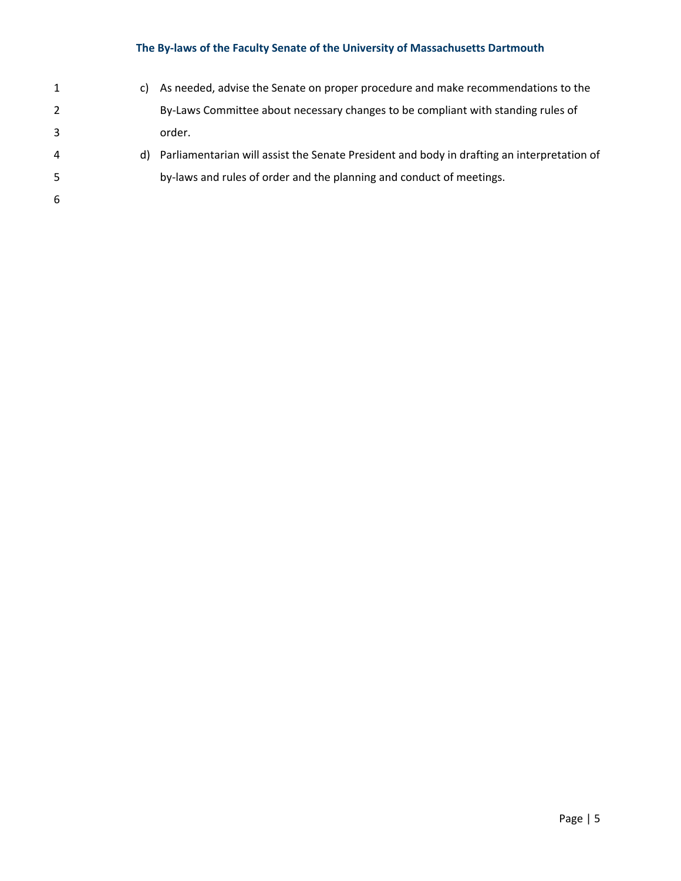c) As needed, advise the Senate on proper procedure and make recommendations to the By-Laws Committee about necessary changes to be compliant with standing rules of order.

d) Parliamentarian will assist the Senate President and body in drafting an interpretation of by-laws and rules of order and the planning and conduct of meetings.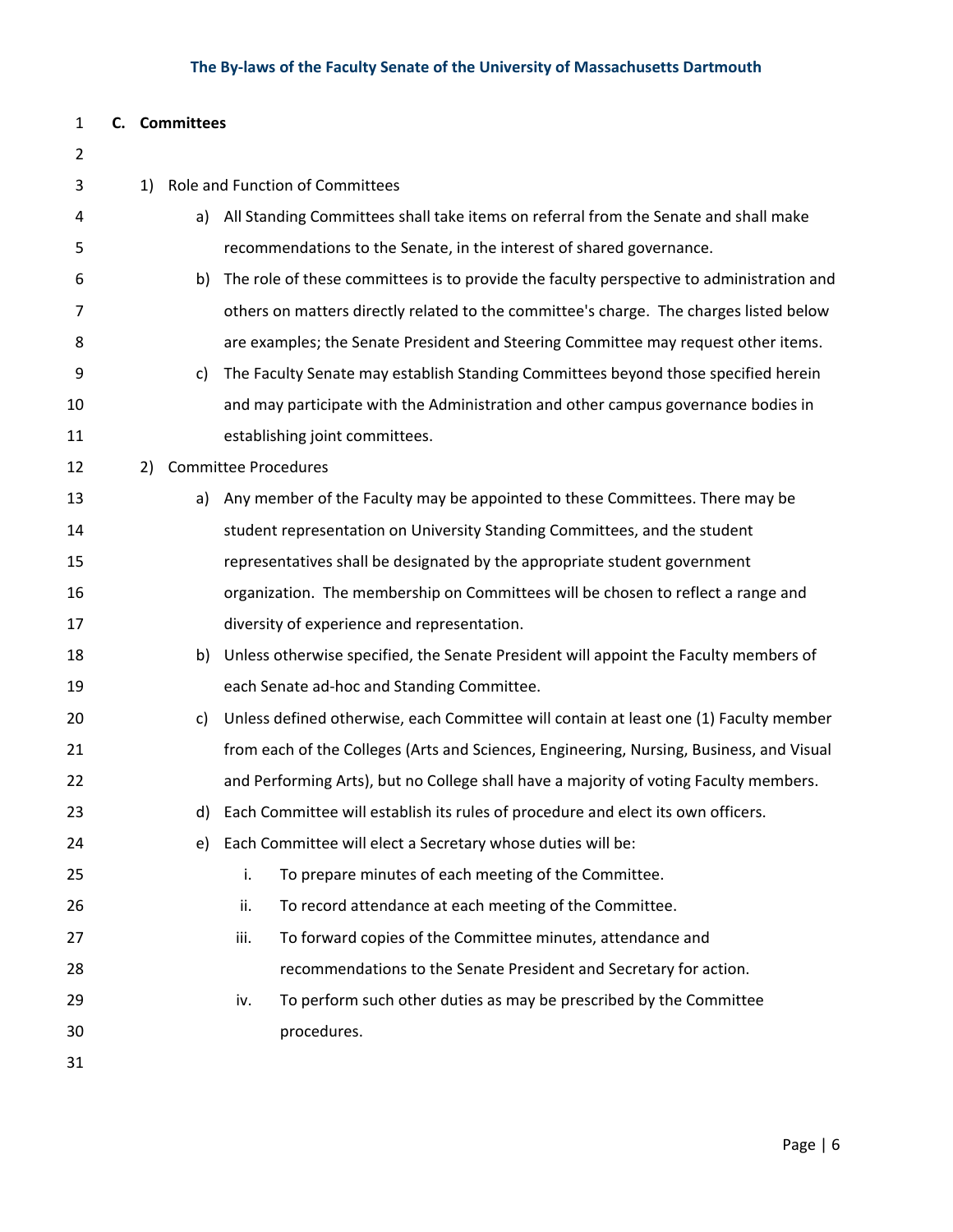## C. Committees

1) Role and Function of Committees
    a) All Standing Committees shall take items on referral from the Senate and shall make recommendations to the Senate, in the interest of shared governance.
    b) The role of these committees is to provide the faculty perspective to administration and others on matters directly related to the committee's charge. The charges listed below are examples; the Senate President and Steering Committee may request other items.
    c) The Faculty Senate may establish Standing Committees beyond those specified herein and may participate with the Administration and other campus governance bodies in establishing joint committees.
2) Committee Procedures
    a) Any member of the Faculty may be appointed to these Committees. There may be student representation on University Standing Committees, and the student representatives shall be designated by the appropriate student government organization. The membership on Committees will be chosen to reflect a range and diversity of experience and representation.
    b) Unless otherwise specified, the Senate President will appoint the Faculty members of each Senate ad-hoc and Standing Committee.
    c) Unless defined otherwise, each Committee will contain at least one (1) Faculty member from each of the Colleges (Arts and Sciences, Engineering, Nursing, Business, and Visual and Performing Arts), but no College shall have a majority of voting Faculty members.
    d) Each Committee will establish its rules of procedure and elect its own officers.
    e) Each Committee will elect a Secretary whose duties will be:
        i. To prepare minutes of each meeting of the Committee.
        ii. To record attendance at each meeting of the Committee.
        iii. To forward copies of the Committee minutes, attendance and recommendations to the Senate President and Secretary for action.
        iv. To perform such other duties as may be prescribed by the Committee procedures.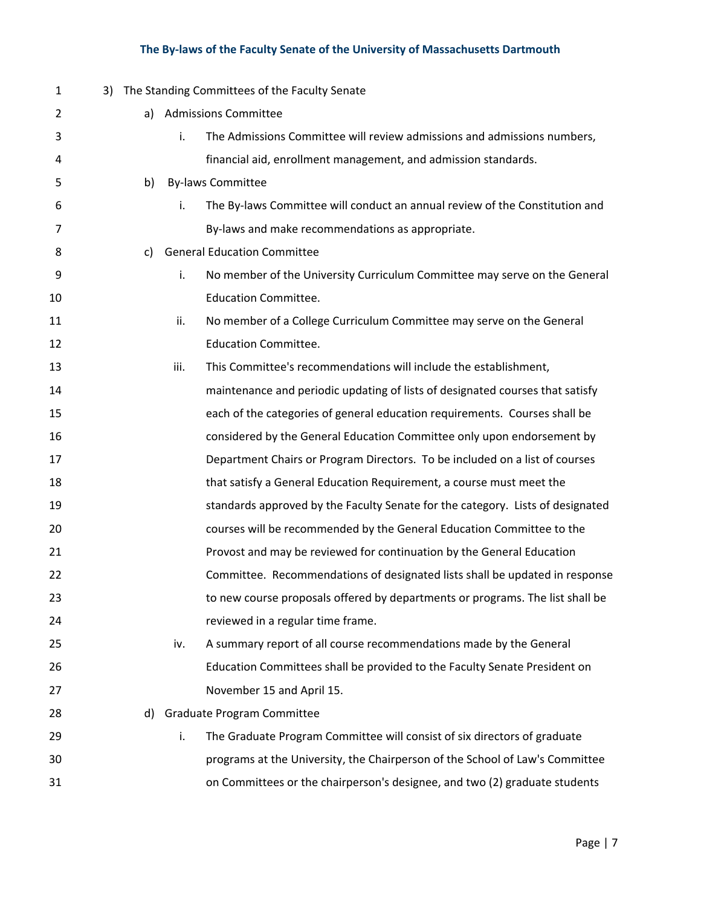3) The Standing Committees of the Faculty Senate

   a) Admissions Committee

      i. The Admissions Committee will review admissions and admissions numbers, financial aid, enrollment management, and admission standards.

   b) By-laws Committee

      i. The By-laws Committee will conduct an annual review of the Constitution and By-laws and make recommendations as appropriate.

   c) General Education Committee

      i. No member of the University Curriculum Committee may serve on the General Education Committee.

      ii. No member of a College Curriculum Committee may serve on the General Education Committee.

      iii. This Committee's recommendations will include the establishment, maintenance and periodic updating of lists of designated courses that satisfy each of the categories of general education requirements. Courses shall be considered by the General Education Committee only upon endorsement by Department Chairs or Program Directors. To be included on a list of courses that satisfy a General Education Requirement, a course must meet the standards approved by the Faculty Senate for the category. Lists of designated courses will be recommended by the General Education Committee to the Provost and may be reviewed for continuation by the General Education Committee. Recommendations of designated lists shall be updated in response to new course proposals offered by departments or programs. The list shall be reviewed in a regular time frame.

      iv. A summary report of all course recommendations made by the General Education Committees shall be provided to the Faculty Senate President on November 15 and April 15.

   d) Graduate Program Committee

      i. The Graduate Program Committee will consist of six directors of graduate programs at the University, the Chairperson of the School of Law's Committee on Committees or the chairperson's designee, and two (2) graduate students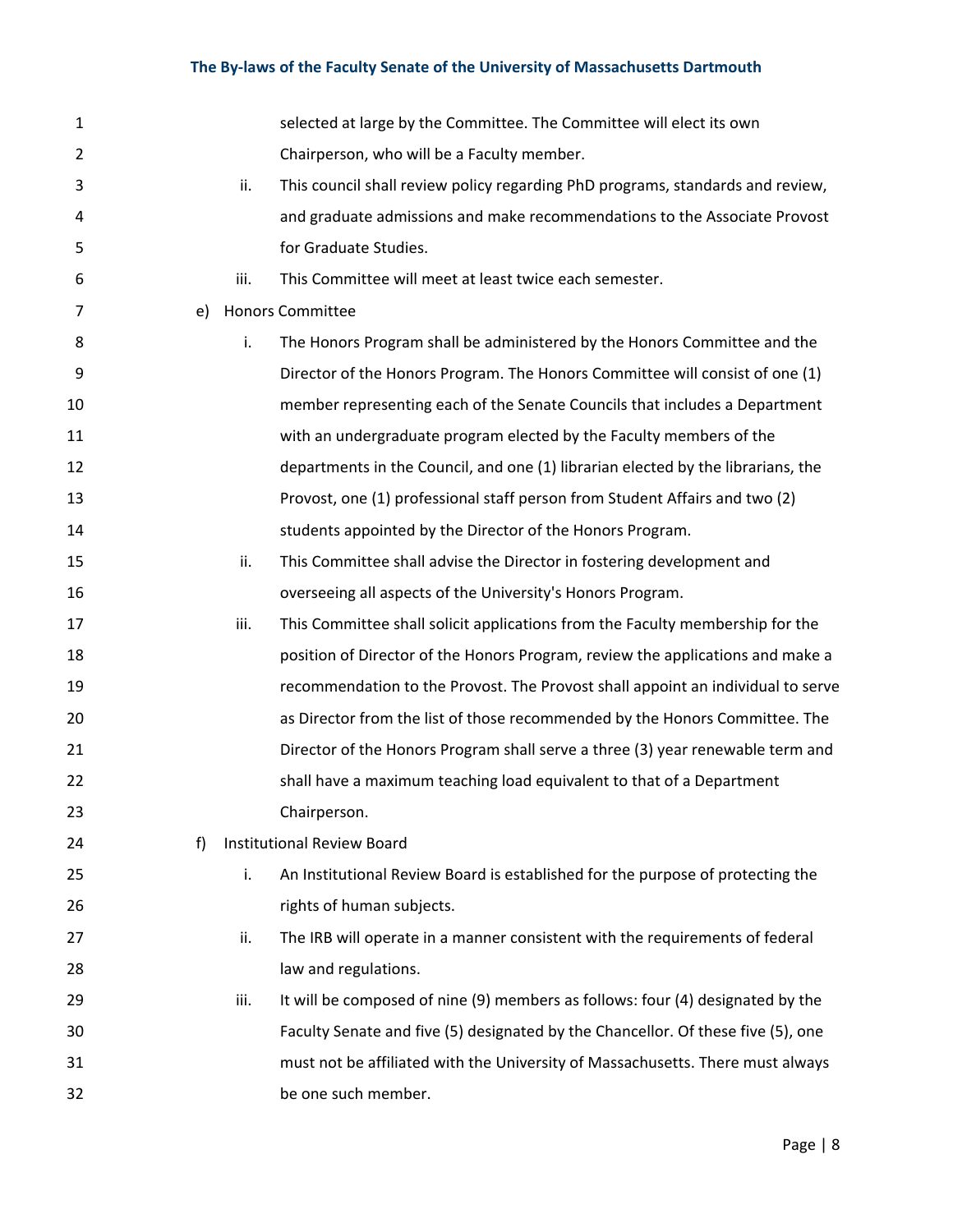selected at large by the Committee. The Committee will elect its own Chairperson, who will be a Faculty member.

ii. This council shall review policy regarding PhD programs, standards and review, and graduate admissions and make recommendations to the Associate Provost for Graduate Studies.

iii. This Committee will meet at least twice each semester.

e) Honors Committee

i. The Honors Program shall be administered by the Honors Committee and the Director of the Honors Program. The Honors Committee will consist of one (1) member representing each of the Senate Councils that includes a Department with an undergraduate program elected by the Faculty members of the departments in the Council, and one (1) librarian elected by the librarians, the Provost, one (1) professional staff person from Student Affairs and two (2) students appointed by the Director of the Honors Program.

ii. This Committee shall advise the Director in fostering development and overseeing all aspects of the University's Honors Program.

iii. This Committee shall solicit applications from the Faculty membership for the position of Director of the Honors Program, review the applications and make a recommendation to the Provost. The Provost shall appoint an individual to serve as Director from the list of those recommended by the Honors Committee. The Director of the Honors Program shall serve a three (3) year renewable term and shall have a maximum teaching load equivalent to that of a Department Chairperson.

f) Institutional Review Board

i. An Institutional Review Board is established for the purpose of protecting the rights of human subjects.

ii. The IRB will operate in a manner consistent with the requirements of federal law and regulations.

iii. It will be composed of nine (9) members as follows: four (4) designated by the Faculty Senate and five (5) designated by the Chancellor. Of these five (5), one must not be affiliated with the University of Massachusetts. There must always be one such member.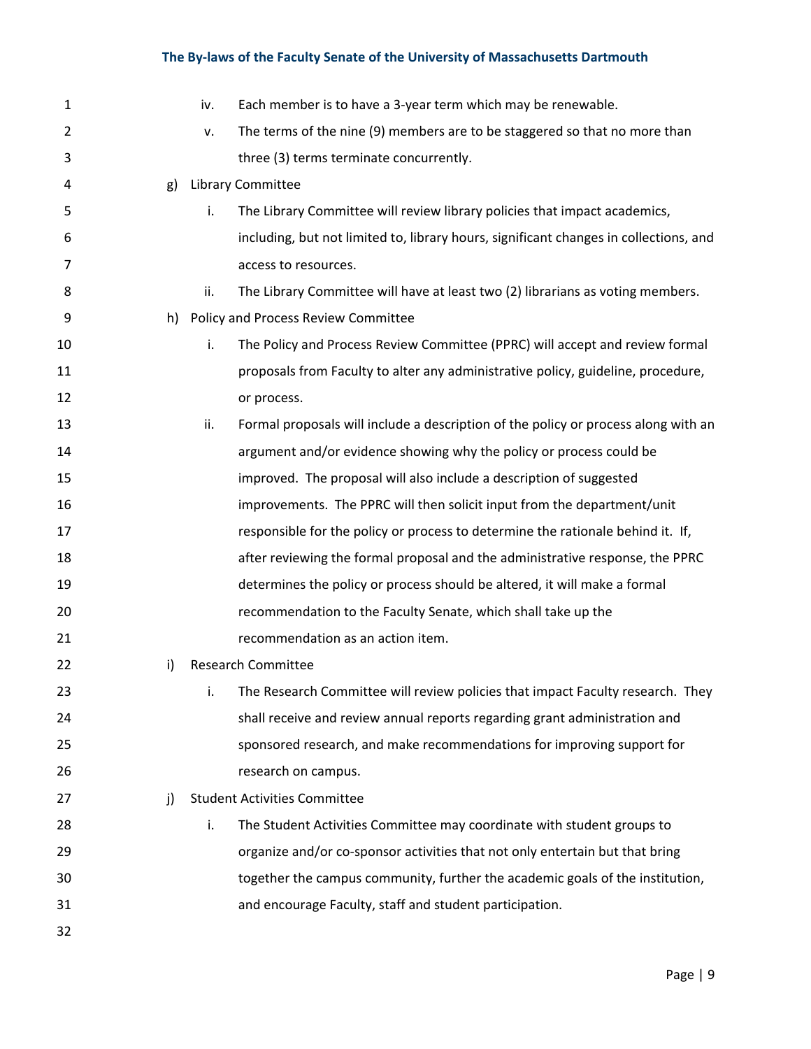iv. Each member is to have a 3-year term which may be renewable.

v. The terms of the nine (9) members are to be staggered so that no more than three (3) terms terminate concurrently.

g) Library Committee

i. The Library Committee will review library policies that impact academics, including, but not limited to, library hours, significant changes in collections, and access to resources.

ii. The Library Committee will have at least two (2) librarians as voting members.

h) Policy and Process Review Committee

i. The Policy and Process Review Committee (PPRC) will accept and review formal proposals from Faculty to alter any administrative policy, guideline, procedure, or process.

ii. Formal proposals will include a description of the policy or process along with an argument and/or evidence showing why the policy or process could be improved. The proposal will also include a description of suggested improvements. The PPRC will then solicit input from the department/unit responsible for the policy or process to determine the rationale behind it. If, after reviewing the formal proposal and the administrative response, the PPRC determines the policy or process should be altered, it will make a formal recommendation to the Faculty Senate, which shall take up the recommendation as an action item.

i) Research Committee

i. The Research Committee will review policies that impact Faculty research. They shall receive and review annual reports regarding grant administration and sponsored research, and make recommendations for improving support for research on campus.

j) Student Activities Committee

i. The Student Activities Committee may coordinate with student groups to organize and/or co-sponsor activities that not only entertain but that bring together the campus community, further the academic goals of the institution, and encourage Faculty, staff and student participation.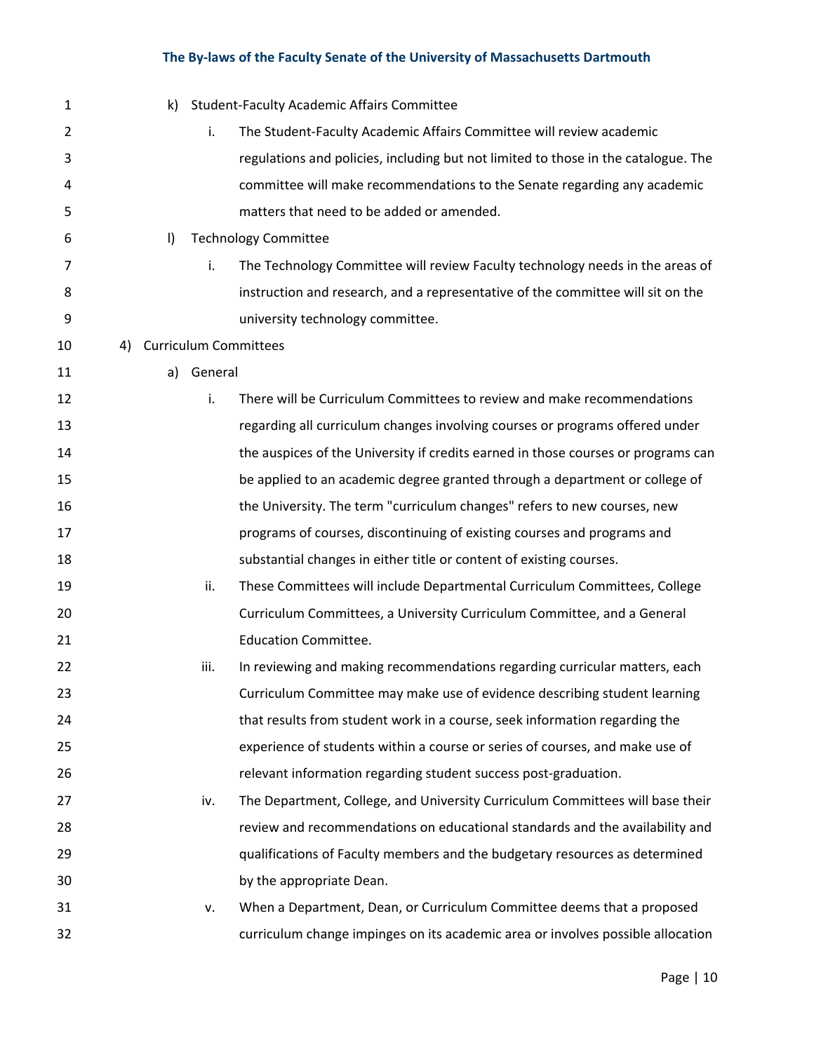k) Student-Faculty Academic Affairs Committee

   i. The Student-Faculty Academic Affairs Committee will review academic regulations and policies, including but not limited to those in the catalogue. The committee will make recommendations to the Senate regarding any academic matters that need to be added or amended.

l) Technology Committee

   i. The Technology Committee will review Faculty technology needs in the areas of instruction and research, and a representative of the committee will sit on the university technology committee.

4) Curriculum Committees

   a) General

      i. There will be Curriculum Committees to review and make recommendations regarding all curriculum changes involving courses or programs offered under the auspices of the University if credits earned in those courses or programs can be applied to an academic degree granted through a department or college of the University. The term "curriculum changes" refers to new courses, new programs of courses, discontinuing of existing courses and programs and substantial changes in either title or content of existing courses.

      ii. These Committees will include Departmental Curriculum Committees, College Curriculum Committees, a University Curriculum Committee, and a General Education Committee.

      iii. In reviewing and making recommendations regarding curricular matters, each Curriculum Committee may make use of evidence describing student learning that results from student work in a course, seek information regarding the experience of students within a course or series of courses, and make use of relevant information regarding student success post-graduation.

      iv. The Department, College, and University Curriculum Committees will base their review and recommendations on educational standards and the availability and qualifications of Faculty members and the budgetary resources as determined by the appropriate Dean.

      v. When a Department, Dean, or Curriculum Committee deems that a proposed curriculum change impinges on its academic area or involves possible allocation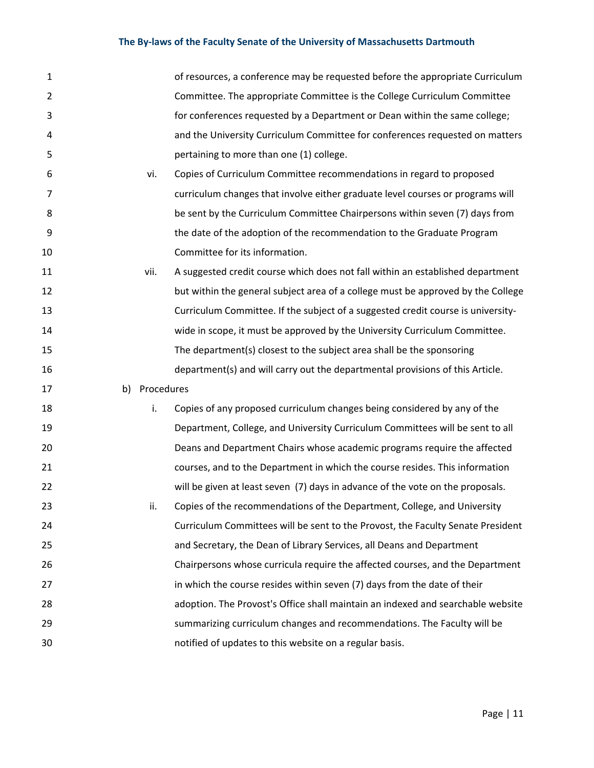of resources, a conference may be requested before the appropriate Curriculum Committee. The appropriate Committee is the College Curriculum Committee for conferences requested by a Department or Dean within the same college; and the University Curriculum Committee for conferences requested on matters pertaining to more than one (1) college.

vi. Copies of Curriculum Committee recommendations in regard to proposed curriculum changes that involve either graduate level courses or programs will be sent by the Curriculum Committee Chairpersons within seven (7) days from the date of the adoption of the recommendation to the Graduate Program Committee for its information.

vii. A suggested credit course which does not fall within an established department but within the general subject area of a college must be approved by the College Curriculum Committee. If the subject of a suggested credit course is university-wide in scope, it must be approved by the University Curriculum Committee. The department(s) closest to the subject area shall be the sponsoring department(s) and will carry out the departmental provisions of this Article.

b) Procedures

i. Copies of any proposed curriculum changes being considered by any of the Department, College, and University Curriculum Committees will be sent to all Deans and Department Chairs whose academic programs require the affected courses, and to the Department in which the course resides. This information will be given at least seven (7) days in advance of the vote on the proposals.

ii. Copies of the recommendations of the Department, College, and University Curriculum Committees will be sent to the Provost, the Faculty Senate President and Secretary, the Dean of Library Services, all Deans and Department Chairpersons whose curricula require the affected courses, and the Department in which the course resides within seven (7) days from the date of their adoption. The Provost's Office shall maintain an indexed and searchable website summarizing curriculum changes and recommendations. The Faculty will be notified of updates to this website on a regular basis.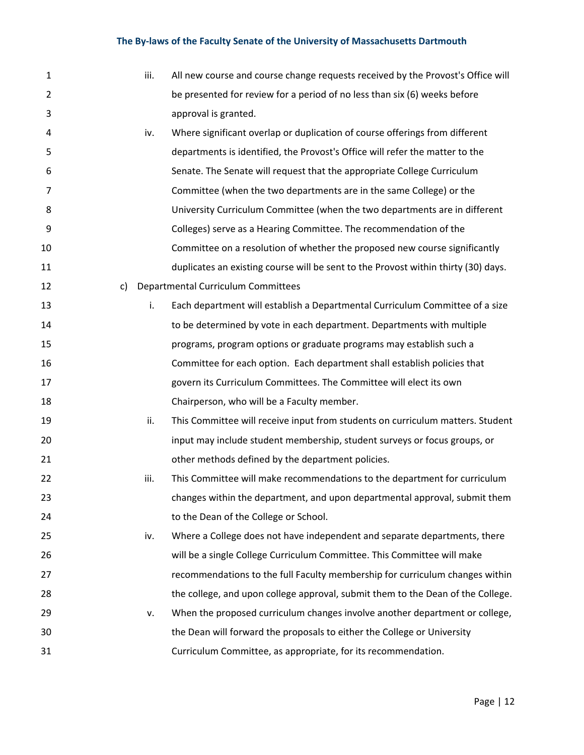iii. All new course and course change requests received by the Provost's Office will be presented for review for a period of no less than six (6) weeks before approval is granted.

iv. Where significant overlap or duplication of course offerings from different departments is identified, the Provost's Office will refer the matter to the Senate. The Senate will request that the appropriate College Curriculum Committee (when the two departments are in the same College) or the University Curriculum Committee (when the two departments are in different Colleges) serve as a Hearing Committee. The recommendation of the Committee on a resolution of whether the proposed new course significantly duplicates an existing course will be sent to the Provost within thirty (30) days.

c) Departmental Curriculum Committees

i. Each department will establish a Departmental Curriculum Committee of a size to be determined by vote in each department. Departments with multiple programs, program options or graduate programs may establish such a Committee for each option. Each department shall establish policies that govern its Curriculum Committees. The Committee will elect its own Chairperson, who will be a Faculty member.

ii. This Committee will receive input from students on curriculum matters. Student input may include student membership, student surveys or focus groups, or other methods defined by the department policies.

iii. This Committee will make recommendations to the department for curriculum changes within the department, and upon departmental approval, submit them to the Dean of the College or School.

iv. Where a College does not have independent and separate departments, there will be a single College Curriculum Committee. This Committee will make recommendations to the full Faculty membership for curriculum changes within the college, and upon college approval, submit them to the Dean of the College.

v. When the proposed curriculum changes involve another department or college, the Dean will forward the proposals to either the College or University Curriculum Committee, as appropriate, for its recommendation.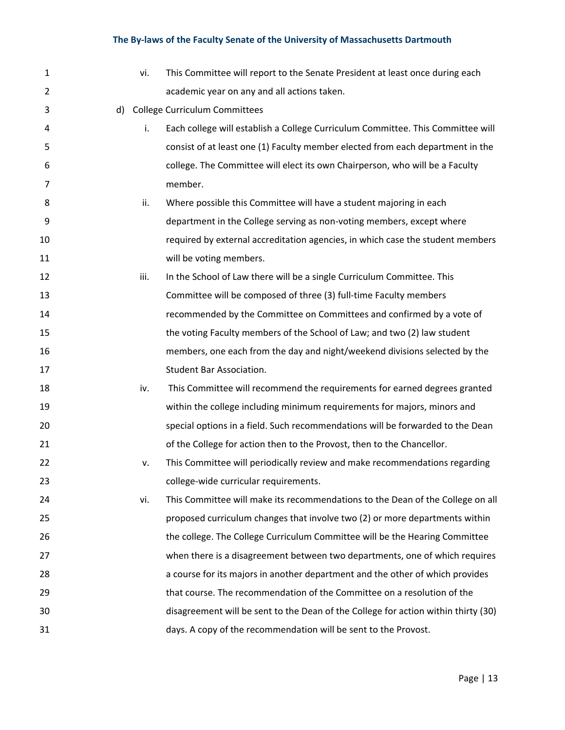vi. This Committee will report to the Senate President at least once during each academic year on any and all actions taken.

d) College Curriculum Committees

i. Each college will establish a College Curriculum Committee. This Committee will consist of at least one (1) Faculty member elected from each department in the college. The Committee will elect its own Chairperson, who will be a Faculty member.

ii. Where possible this Committee will have a student majoring in each department in the College serving as non-voting members, except where required by external accreditation agencies, in which case the student members will be voting members.

iii. In the School of Law there will be a single Curriculum Committee. This Committee will be composed of three (3) full-time Faculty members recommended by the Committee on Committees and confirmed by a vote of the voting Faculty members of the School of Law; and two (2) law student members, one each from the day and night/weekend divisions selected by the Student Bar Association.

iv. This Committee will recommend the requirements for earned degrees granted within the college including minimum requirements for majors, minors and special options in a field. Such recommendations will be forwarded to the Dean of the College for action then to the Provost, then to the Chancellor.

v. This Committee will periodically review and make recommendations regarding college-wide curricular requirements.

vi. This Committee will make its recommendations to the Dean of the College on all proposed curriculum changes that involve two (2) or more departments within the college. The College Curriculum Committee will be the Hearing Committee when there is a disagreement between two departments, one of which requires a course for its majors in another department and the other of which provides that course. The recommendation of the Committee on a resolution of the disagreement will be sent to the Dean of the College for action within thirty (30) days. A copy of the recommendation will be sent to the Provost.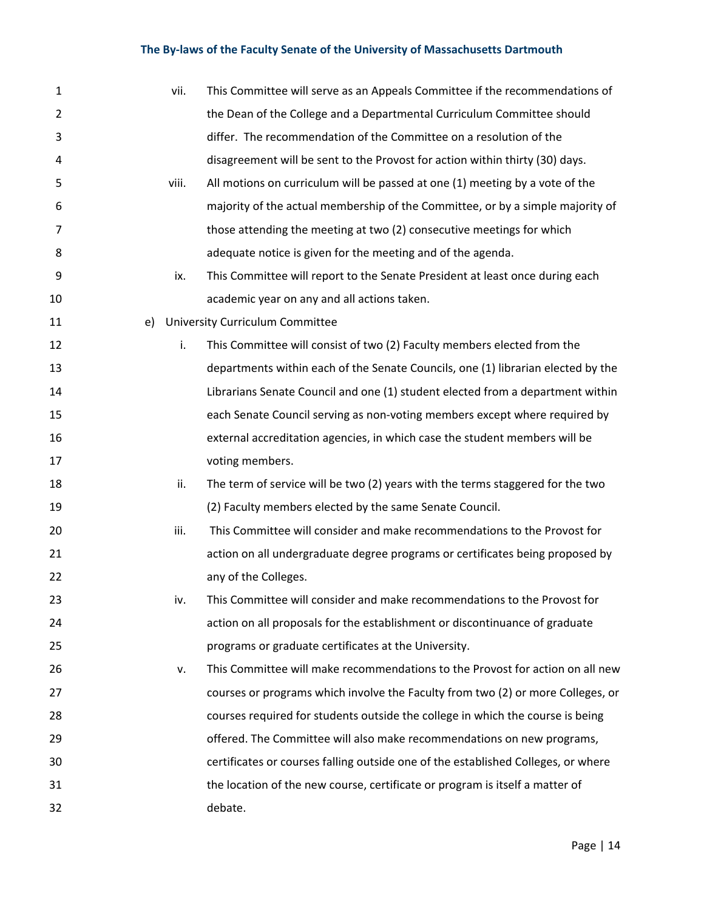vii. This Committee will serve as an Appeals Committee if the recommendations of the Dean of the College and a Departmental Curriculum Committee should differ. The recommendation of the Committee on a resolution of the disagreement will be sent to the Provost for action within thirty (30) days.

viii. All motions on curriculum will be passed at one (1) meeting by a vote of the majority of the actual membership of the Committee, or by a simple majority of those attending the meeting at two (2) consecutive meetings for which adequate notice is given for the meeting and of the agenda.

ix. This Committee will report to the Senate President at least once during each academic year on any and all actions taken.

e) University Curriculum Committee

i. This Committee will consist of two (2) Faculty members elected from the departments within each of the Senate Councils, one (1) librarian elected by the Librarians Senate Council and one (1) student elected from a department within each Senate Council serving as non-voting members except where required by external accreditation agencies, in which case the student members will be voting members.

ii. The term of service will be two (2) years with the terms staggered for the two (2) Faculty members elected by the same Senate Council.

iii. This Committee will consider and make recommendations to the Provost for action on all undergraduate degree programs or certificates being proposed by any of the Colleges.

iv. This Committee will consider and make recommendations to the Provost for action on all proposals for the establishment or discontinuance of graduate programs or graduate certificates at the University.

v. This Committee will make recommendations to the Provost for action on all new courses or programs which involve the Faculty from two (2) or more Colleges, or courses required for students outside the college in which the course is being offered. The Committee will also make recommendations on new programs, certificates or courses falling outside one of the established Colleges, or where the location of the new course, certificate or program is itself a matter of debate.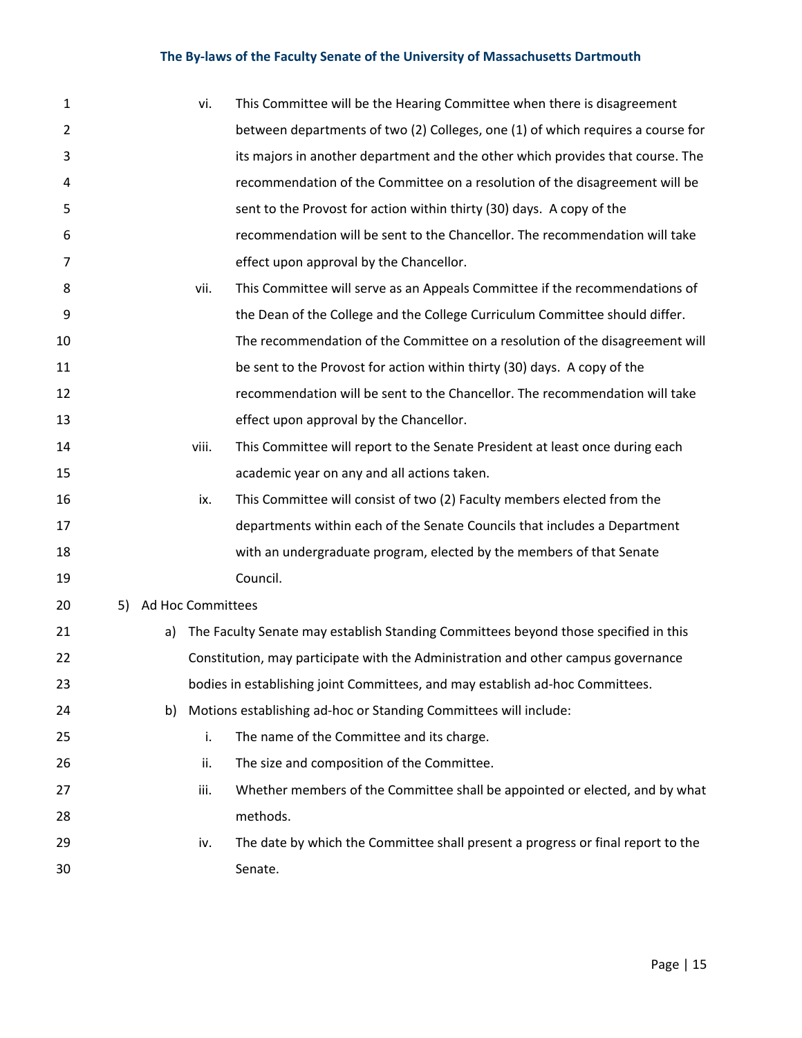vi. This Committee will be the Hearing Committee when there is disagreement between departments of two (2) Colleges, one (1) of which requires a course for its majors in another department and the other which provides that course. The recommendation of the Committee on a resolution of the disagreement will be sent to the Provost for action within thirty (30) days. A copy of the recommendation will be sent to the Chancellor. The recommendation will take effect upon approval by the Chancellor.

vii. This Committee will serve as an Appeals Committee if the recommendations of the Dean of the College and the College Curriculum Committee should differ. The recommendation of the Committee on a resolution of the disagreement will be sent to the Provost for action within thirty (30) days. A copy of the recommendation will be sent to the Chancellor. The recommendation will take effect upon approval by the Chancellor.

viii. This Committee will report to the Senate President at least once during each academic year on any and all actions taken.

ix. This Committee will consist of two (2) Faculty members elected from the departments within each of the Senate Councils that includes a Department with an undergraduate program, elected by the members of that Senate Council.

5) Ad Hoc Committees

a) The Faculty Senate may establish Standing Committees beyond those specified in this Constitution, may participate with the Administration and other campus governance bodies in establishing joint Committees, and may establish ad-hoc Committees.

b) Motions establishing ad-hoc or Standing Committees will include:

i. The name of the Committee and its charge.

ii. The size and composition of the Committee.

iii. Whether members of the Committee shall be appointed or elected, and by what methods.

iv. The date by which the Committee shall present a progress or final report to the Senate.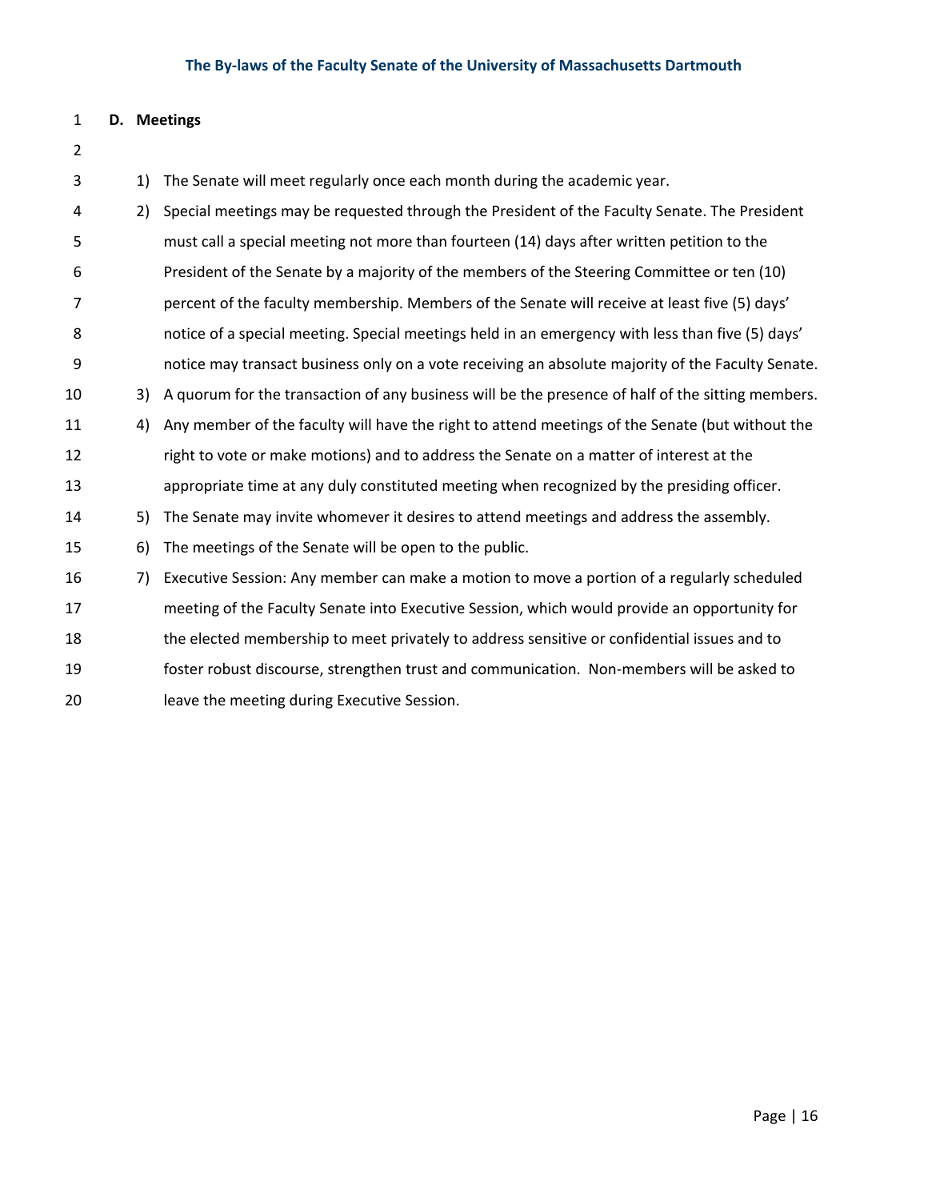### D. Meetings

1) The Senate will meet regularly once each month during the academic year.
2) Special meetings may be requested through the President of the Faculty Senate. The President must call a special meeting not more than fourteen (14) days after written petition to the President of the Senate by a majority of the members of the Steering Committee or ten (10) percent of the faculty membership. Members of the Senate will receive at least five (5) days' notice of a special meeting. Special meetings held in an emergency with less than five (5) days' notice may transact business only on a vote receiving an absolute majority of the Faculty Senate.
3) A quorum for the transaction of any business will be the presence of half of the sitting members.
4) Any member of the faculty will have the right to attend meetings of the Senate (but without the right to vote or make motions) and to address the Senate on a matter of interest at the appropriate time at any duly constituted meeting when recognized by the presiding officer.
5) The Senate may invite whomever it desires to attend meetings and address the assembly.
6) The meetings of the Senate will be open to the public.
7) Executive Session: Any member can make a motion to move a portion of a regularly scheduled meeting of the Faculty Senate into Executive Session, which would provide an opportunity for the elected membership to meet privately to address sensitive or confidential issues and to foster robust discourse, strengthen trust and communication. Non-members will be asked to leave the meeting during Executive Session.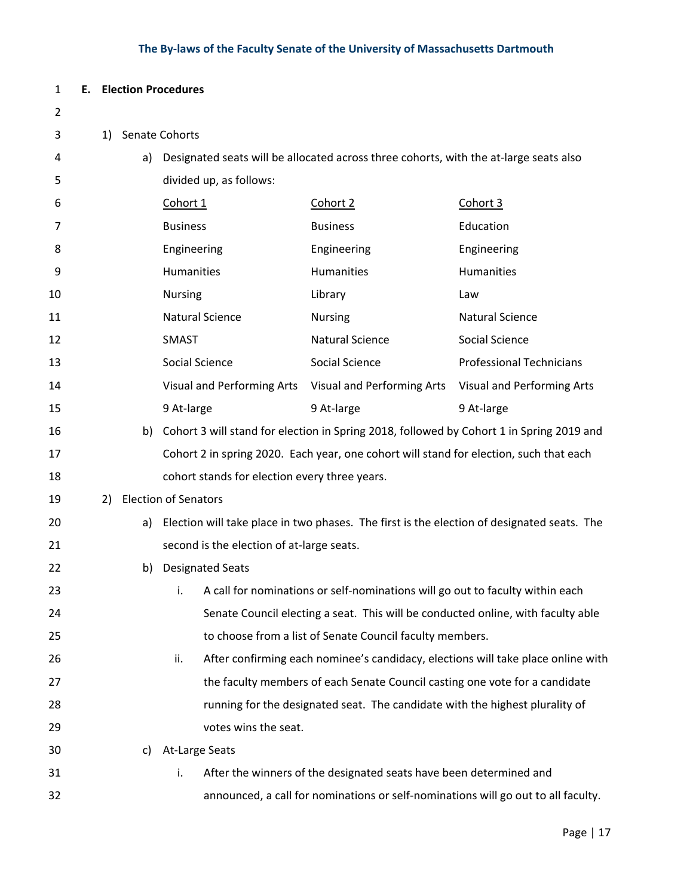**E. Election Procedures**

1) Senate Cohorts

   a) Designated seats will be allocated across three cohorts, with the at-large seats also divided up, as follows:

| Cohort 1 | Cohort 2 | Cohort 3 |
|---|---|---|
| Business | Business | Education |
| Engineering | Engineering | Engineering |
| Humanities | Humanities | Humanities |
| Nursing | Library | Law |
| Natural Science | Nursing | Natural Science |
| SMAST | Natural Science | Social Science |
| Social Science | Social Science | Professional Technicians |
| Visual and Performing Arts | Visual and Performing Arts | Visual and Performing Arts |
| 9 At-large | 9 At-large | 9 At-large |

   b) Cohort 3 will stand for election in Spring 2018, followed by Cohort 1 in Spring 2019 and Cohort 2 in spring 2020. Each year, one cohort will stand for election, such that each cohort stands for election every three years.

2) Election of Senators

   a) Election will take place in two phases. The first is the election of designated seats. The second is the election of at-large seats.

   b) Designated Seats

      i. A call for nominations or self-nominations will go out to faculty within each Senate Council electing a seat. This will be conducted online, with faculty able to choose from a list of Senate Council faculty members.

      ii. After confirming each nominee's candidacy, elections will take place online with the faculty members of each Senate Council casting one vote for a candidate running for the designated seat. The candidate with the highest plurality of votes wins the seat.

   c) At-Large Seats

      i. After the winners of the designated seats have been determined and announced, a call for nominations or self-nominations will go out to all faculty.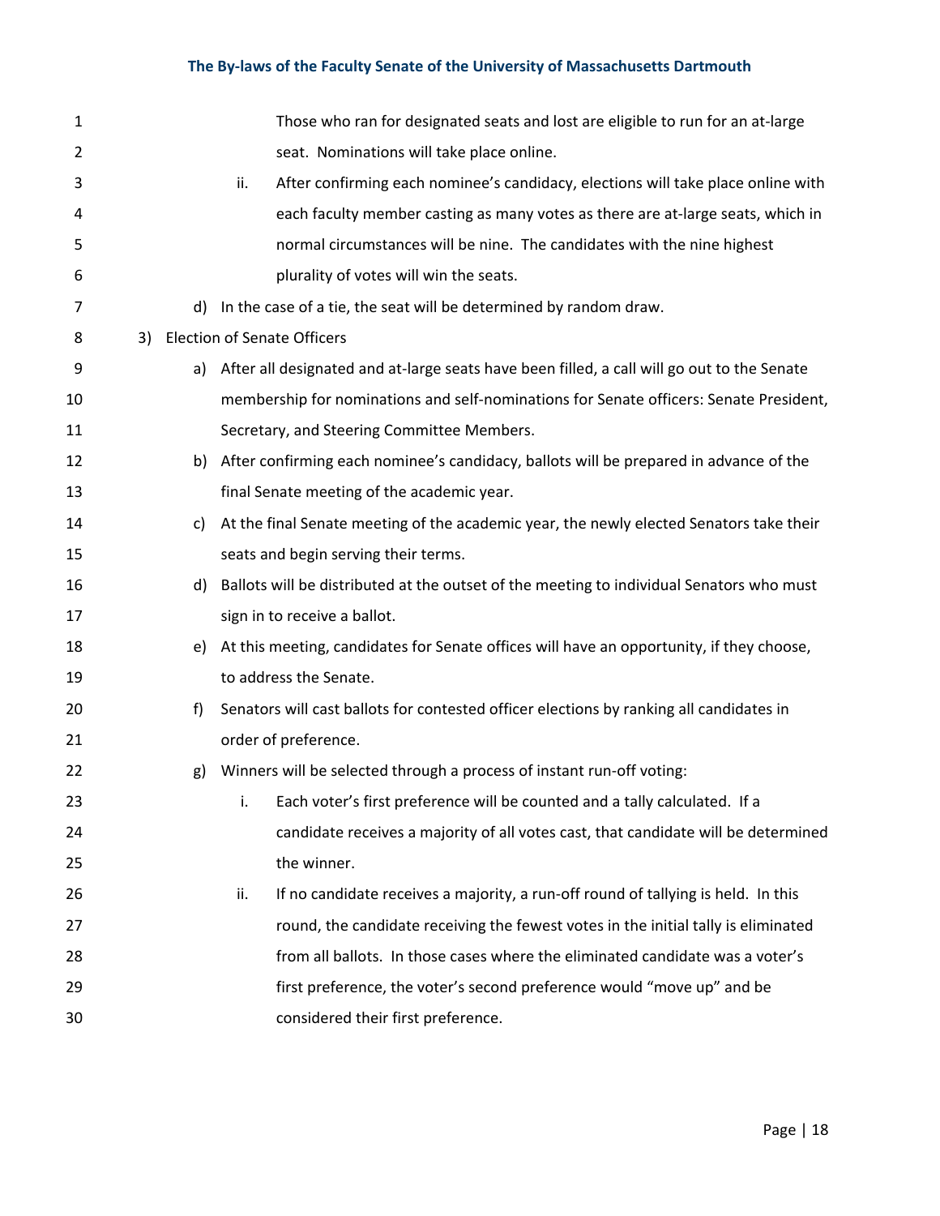Those who ran for designated seats and lost are eligible to run for an at-large seat. Nominations will take place online.

ii. After confirming each nominee's candidacy, elections will take place online with each faculty member casting as many votes as there are at-large seats, which in normal circumstances will be nine. The candidates with the nine highest plurality of votes will win the seats.

d) In the case of a tie, the seat will be determined by random draw.

3) Election of Senate Officers

a) After all designated and at-large seats have been filled, a call will go out to the Senate membership for nominations and self-nominations for Senate officers: Senate President, Secretary, and Steering Committee Members.

b) After confirming each nominee's candidacy, ballots will be prepared in advance of the final Senate meeting of the academic year.

c) At the final Senate meeting of the academic year, the newly elected Senators take their seats and begin serving their terms.

d) Ballots will be distributed at the outset of the meeting to individual Senators who must sign in to receive a ballot.

e) At this meeting, candidates for Senate offices will have an opportunity, if they choose, to address the Senate.

f) Senators will cast ballots for contested officer elections by ranking all candidates in order of preference.

g) Winners will be selected through a process of instant run-off voting:

i. Each voter's first preference will be counted and a tally calculated. If a candidate receives a majority of all votes cast, that candidate will be determined the winner.

ii. If no candidate receives a majority, a run-off round of tallying is held. In this round, the candidate receiving the fewest votes in the initial tally is eliminated from all ballots. In those cases where the eliminated candidate was a voter's first preference, the voter's second preference would "move up" and be considered their first preference.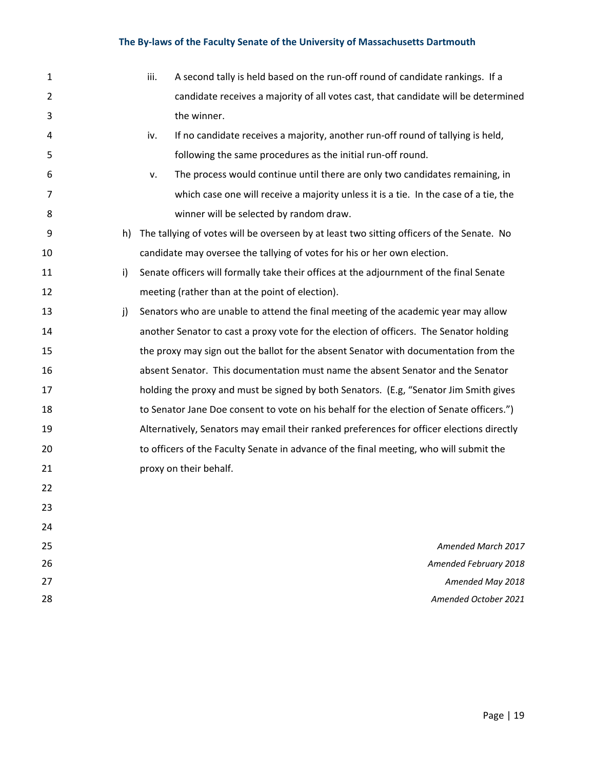iii. A second tally is held based on the run-off round of candidate rankings. If a candidate receives a majority of all votes cast, that candidate will be determined the winner.

iv. If no candidate receives a majority, another run-off round of tallying is held, following the same procedures as the initial run-off round.

v. The process would continue until there are only two candidates remaining, in which case one will receive a majority unless it is a tie. In the case of a tie, the winner will be selected by random draw.

h) The tallying of votes will be overseen by at least two sitting officers of the Senate. No candidate may oversee the tallying of votes for his or her own election.

i) Senate officers will formally take their offices at the adjournment of the final Senate meeting (rather than at the point of election).

j) Senators who are unable to attend the final meeting of the academic year may allow another Senator to cast a proxy vote for the election of officers. The Senator holding the proxy may sign out the ballot for the absent Senator with documentation from the absent Senator. This documentation must name the absent Senator and the Senator holding the proxy and must be signed by both Senators. (E.g, "Senator Jim Smith gives to Senator Jane Doe consent to vote on his behalf for the election of Senate officers.") Alternatively, Senators may email their ranked preferences for officer elections directly to officers of the Faculty Senate in advance of the final meeting, who will submit the proxy on their behalf.

*Amended March 2017*

*Amended February 2018*

*Amended May 2018*

*Amended October 2021*